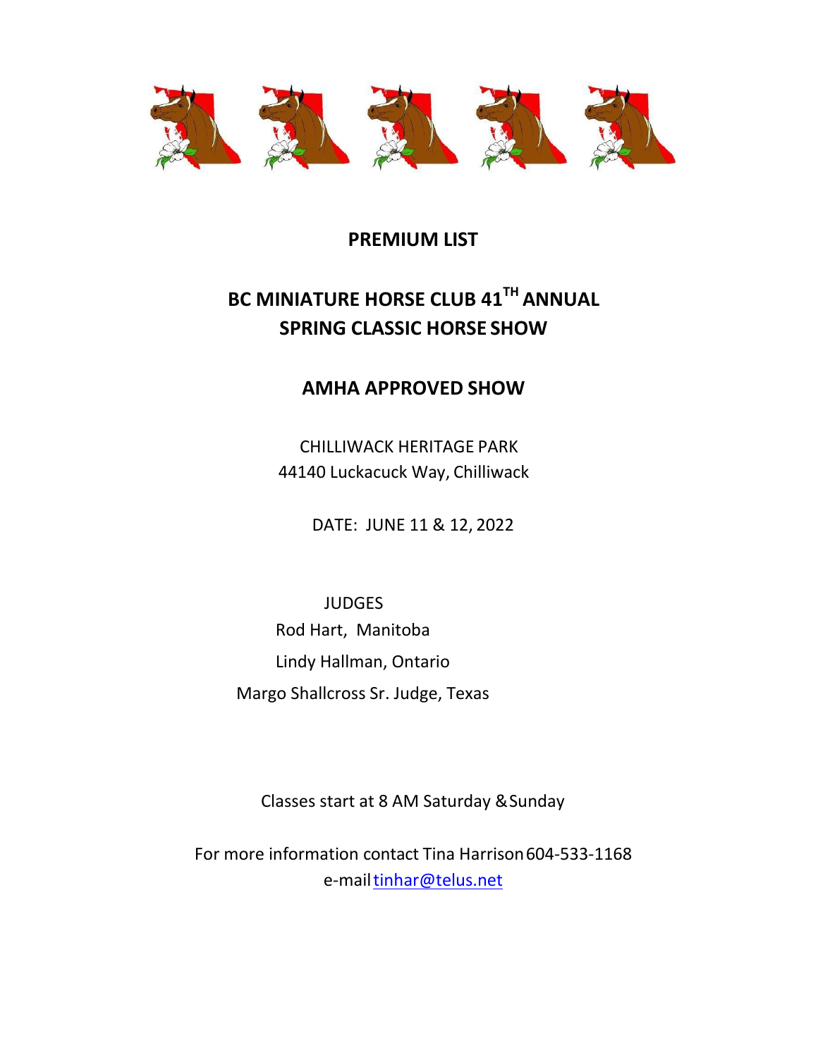# PREMIUM LIST

# BC MINIATURE HORSE CLUB 41TH ANNUAL SPRING CLASSIC HORSE SHOW

## AMHA APPROVED SHOW

CHILLIWACK HERITAGE PARK
44140 Luckacuck Way, Chilliwack

DATE: JUNE 11 & 12, 2022

JUDGES

Rod Hart, Manitoba

Lindy Hallman, Ontario

Margo Shallcross Sr. Judge, Texas

Classes start at 8 AM Saturday & Sunday

For more information contact Tina Harrison 604-533-1168
e-mail tinhar@telus.net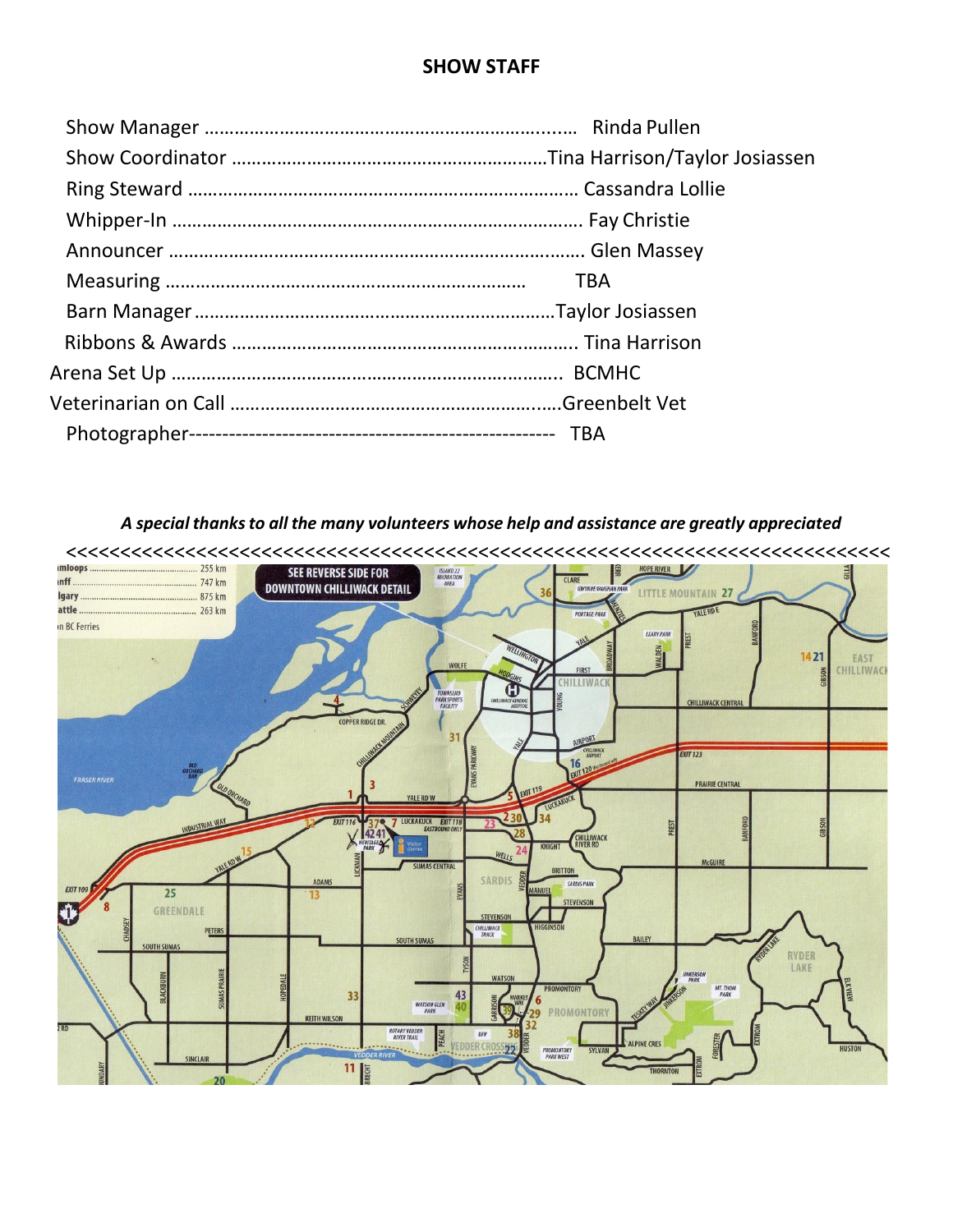# SHOW STAFF

Show Manager ………………………………………………………….… Rinda Pullen
Show Coordinator ………………………………………………………Tina Harrison/Taylor Josiassen
Ring Steward ………………………………………………………………… Cassandra Lollie
Whipper-In ……………………………………………………………………… Fay Christie
Announcer …………………………………………………………………….. Glen Massey
Measuring ……………………………………………………………… TBA
Barn Manager ………………………………………………………………Taylor Josiassen
Ribbons & Awards ………………………………………………………….. Tina Harrison
Arena Set Up ……………………………………………………………….. BCMHC
Veterinarian on Call ……………………………………………………..….Greenbelt Vet
Photographer------------------------------------------------------- TBA

***A special thanks to all the many volunteers whose help and assistance are greatly appreciated***

<<<<<<<<<<<<<<<<<<<<<<<<<<<<<<<<<<<<<<<<<<<<<<<<<<<<<<<<<<<<<<<<<<<<<<<<<<<<<<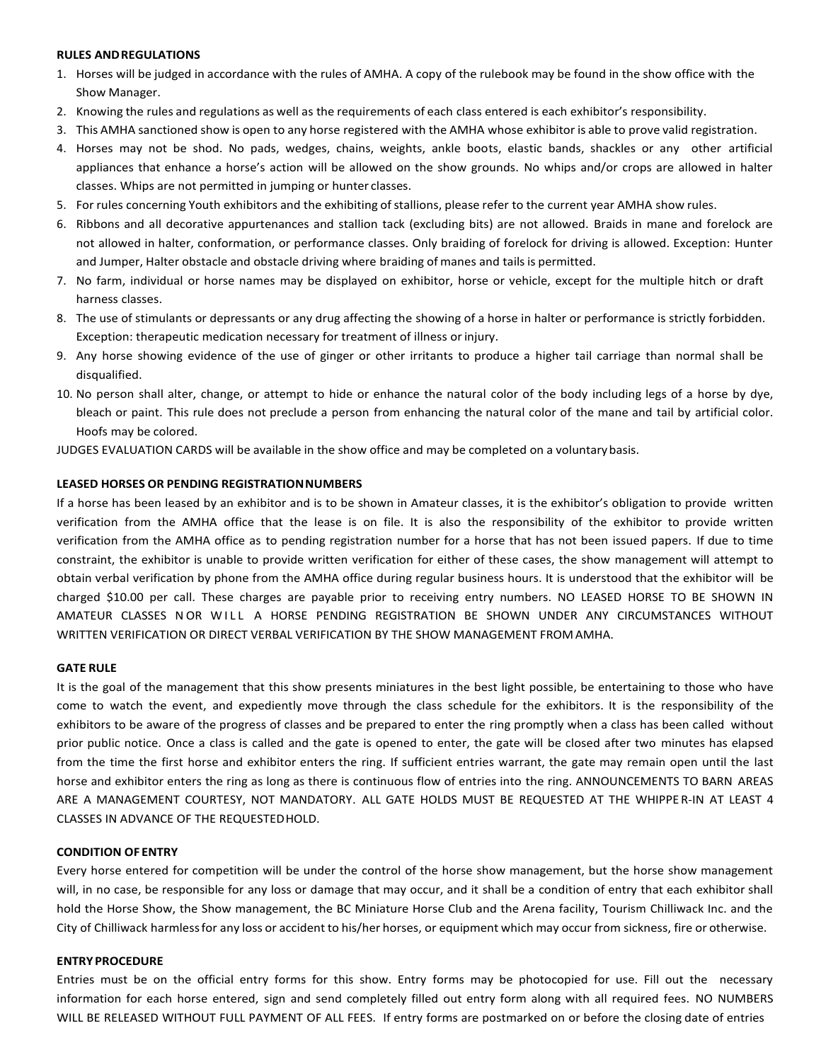**RULES AND REGULATIONS**

1. Horses will be judged in accordance with the rules of AMHA. A copy of the rulebook may be found in the show office with the Show Manager.
2. Knowing the rules and regulations as well as the requirements of each class entered is each exhibitor's responsibility.
3. This AMHA sanctioned show is open to any horse registered with the AMHA whose exhibitor is able to prove valid registration.
4. Horses may not be shod. No pads, wedges, chains, weights, ankle boots, elastic bands, shackles or any other artificial appliances that enhance a horse's action will be allowed on the show grounds. No whips and/or crops are allowed in halter classes. Whips are not permitted in jumping or hunter classes.
5. For rules concerning Youth exhibitors and the exhibiting of stallions, please refer to the current year AMHA show rules.
6. Ribbons and all decorative appurtenances and stallion tack (excluding bits) are not allowed. Braids in mane and forelock are not allowed in halter, conformation, or performance classes. Only braiding of forelock for driving is allowed. Exception: Hunter and Jumper, Halter obstacle and obstacle driving where braiding of manes and tails is permitted.
7. No farm, individual or horse names may be displayed on exhibitor, horse or vehicle, except for the multiple hitch or draft harness classes.
8. The use of stimulants or depressants or any drug affecting the showing of a horse in halter or performance is strictly forbidden. Exception: therapeutic medication necessary for treatment of illness or injury.
9. Any horse showing evidence of the use of ginger or other irritants to produce a higher tail carriage than normal shall be disqualified.
10. No person shall alter, change, or attempt to hide or enhance the natural color of the body including legs of a horse by dye, bleach or paint. This rule does not preclude a person from enhancing the natural color of the mane and tail by artificial color. Hoofs may be colored.

JUDGES EVALUATION CARDS will be available in the show office and may be completed on a voluntary basis.

**LEASED HORSES OR PENDING REGISTRATION NUMBERS**

If a horse has been leased by an exhibitor and is to be shown in Amateur classes, it is the exhibitor's obligation to provide written verification from the AMHA office that the lease is on file. It is also the responsibility of the exhibitor to provide written verification from the AMHA office as to pending registration number for a horse that has not been issued papers. If due to time constraint, the exhibitor is unable to provide written verification for either of these cases, the show management will attempt to obtain verbal verification by phone from the AMHA office during regular business hours. It is understood that the exhibitor will be charged $10.00 per call. These charges are payable prior to receiving entry numbers. NO LEASED HORSE TO BE SHOWN IN AMATEUR CLASSES NOR WILL A HORSE PENDING REGISTRATION BE SHOWN UNDER ANY CIRCUMSTANCES WITHOUT WRITTEN VERIFICATION OR DIRECT VERBAL VERIFICATION BY THE SHOW MANAGEMENT FROM AMHA.

**GATE RULE**

It is the goal of the management that this show presents miniatures in the best light possible, be entertaining to those who have come to watch the event, and expediently move through the class schedule for the exhibitors. It is the responsibility of the exhibitors to be aware of the progress of classes and be prepared to enter the ring promptly when a class has been called without prior public notice. Once a class is called and the gate is opened to enter, the gate will be closed after two minutes has elapsed from the time the first horse and exhibitor enters the ring. If sufficient entries warrant, the gate may remain open until the last horse and exhibitor enters the ring as long as there is continuous flow of entries into the ring. ANNOUNCEMENTS TO BARN AREAS ARE A MANAGEMENT COURTESY, NOT MANDATORY. ALL GATE HOLDS MUST BE REQUESTED AT THE WHIPPER-IN AT LEAST 4 CLASSES IN ADVANCE OF THE REQUESTED HOLD.

**CONDITION OF ENTRY**

Every horse entered for competition will be under the control of the horse show management, but the horse show management will, in no case, be responsible for any loss or damage that may occur, and it shall be a condition of entry that each exhibitor shall hold the Horse Show, the Show management, the BC Miniature Horse Club and the Arena facility, Tourism Chilliwack Inc. and the City of Chilliwack harmless for any loss or accident to his/her horses, or equipment which may occur from sickness, fire or otherwise.

**ENTRY PROCEDURE**

Entries must be on the official entry forms for this show. Entry forms may be photocopied for use. Fill out the necessary information for each horse entered, sign and send completely filled out entry form along with all required fees. NO NUMBERS WILL BE RELEASED WITHOUT FULL PAYMENT OF ALL FEES. If entry forms are postmarked on or before the closing date of entries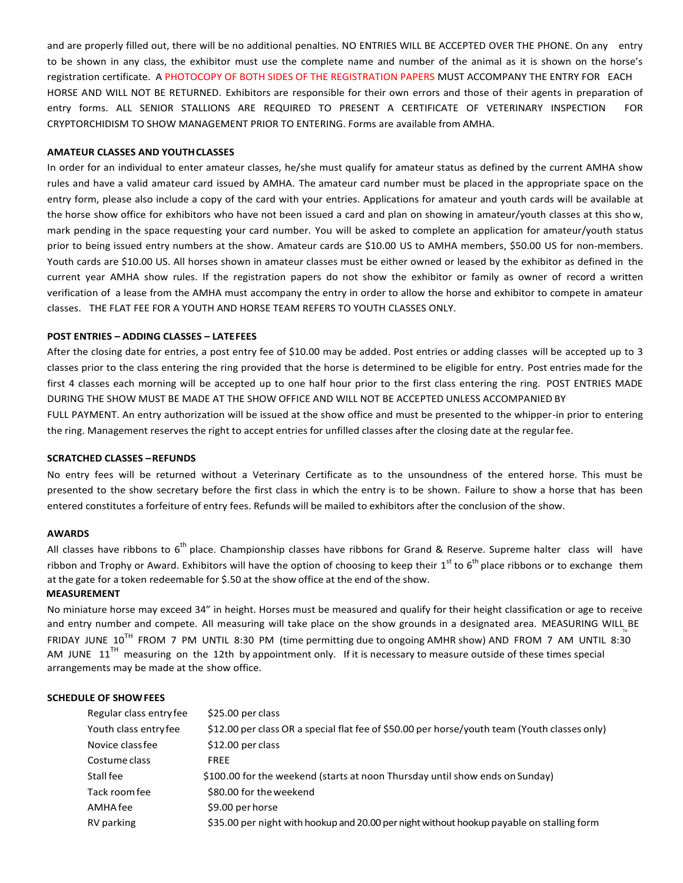and are properly filled out, there will be no additional penalties. NO ENTRIES WILL BE ACCEPTED OVER THE PHONE. On any entry to be shown in any class, the exhibitor must use the complete name and number of the animal as it is shown on the horse's registration certificate. A PHOTOCOPY OF BOTH SIDES OF THE REGISTRATION PAPERS MUST ACCOMPANY THE ENTRY FOR EACH HORSE AND WILL NOT BE RETURNED. Exhibitors are responsible for their own errors and those of their agents in preparation of entry forms. ALL SENIOR STALLIONS ARE REQUIRED TO PRESENT A CERTIFICATE OF VETERINARY INSPECTION FOR CRYPTORCHIDISM TO SHOW MANAGEMENT PRIOR TO ENTERING. Forms are available from AMHA.

**AMATEUR CLASSES AND YOUTH CLASSES**

In order for an individual to enter amateur classes, he/she must qualify for amateur status as defined by the current AMHA show rules and have a valid amateur card issued by AMHA. The amateur card number must be placed in the appropriate space on the entry form, please also include a copy of the card with your entries. Applications for amateur and youth cards will be available at the horse show office for exhibitors who have not been issued a card and plan on showing in amateur/youth classes at this show, mark pending in the space requesting your card number. You will be asked to complete an application for amateur/youth status prior to being issued entry numbers at the show. Amateur cards are $10.00 US to AMHA members, $50.00 US for non-members. Youth cards are $10.00 US. All horses shown in amateur classes must be either owned or leased by the exhibitor as defined in the current year AMHA show rules. If the registration papers do not show the exhibitor or family as owner of record a written verification of a lease from the AMHA must accompany the entry in order to allow the horse and exhibitor to compete in amateur classes. THE FLAT FEE FOR A YOUTH AND HORSE TEAM REFERS TO YOUTH CLASSES ONLY.

**POST ENTRIES – ADDING CLASSES – LATE FEES**

After the closing date for entries, a post entry fee of $10.00 may be added. Post entries or adding classes will be accepted up to 3 classes prior to the class entering the ring provided that the horse is determined to be eligible for entry. Post entries made for the first 4 classes each morning will be accepted up to one half hour prior to the first class entering the ring. POST ENTRIES MADE DURING THE SHOW MUST BE MADE AT THE SHOW OFFICE AND WILL NOT BE ACCEPTED UNLESS ACCOMPANIED BY FULL PAYMENT. An entry authorization will be issued at the show office and must be presented to the whipper-in prior to entering the ring. Management reserves the right to accept entries for unfilled classes after the closing date at the regular fee.

**SCRATCHED CLASSES – REFUNDS**

No entry fees will be returned without a Veterinary Certificate as to the unsoundness of the entered horse. This must be presented to the show secretary before the first class in which the entry is to be shown. Failure to show a horse that has been entered constitutes a forfeiture of entry fees. Refunds will be mailed to exhibitors after the conclusion of the show.

**AWARDS**

All classes have ribbons to 6th place. Championship classes have ribbons for Grand & Reserve. Supreme halter class will have ribbon and Trophy or Award. Exhibitors will have the option of choosing to keep their 1st to 6th place ribbons or to exchange them at the gate for a token redeemable for $.50 at the show office at the end of the show.

**MEASUREMENT**

No miniature horse may exceed 34" in height. Horses must be measured and qualify for their height classification or age to receive and entry number and compete. All measuring will take place on the show grounds in a designated area. MEASURING WILL BE FRIDAY JUNE 10TH FROM 7 PM UNTIL 8:30 PM (time permitting due to ongoing AMHR show) AND FROM 7 AM UNTIL 8:30 AM JUNE 11TH measuring on the 12th by appointment only. If it is necessary to measure outside of these times special arrangements may be made at the show office.

**SCHEDULE OF SHOW FEES**

| | |
|---|---|
| Regular class entry fee | $25.00 per class |
| Youth class entry fee | $12.00 per class OR a special flat fee of $50.00 per horse/youth team (Youth classes only) |
| Novice class fee | $12.00 per class |
| Costume class | FREE |
| Stall fee | $100.00 for the weekend (starts at noon Thursday until show ends on Sunday) |
| Tack room fee | $80.00 for the weekend |
| AMHA fee | $9.00 per horse |
| RV parking | $35.00 per night with hookup and 20.00 per night without hookup payable on stalling form |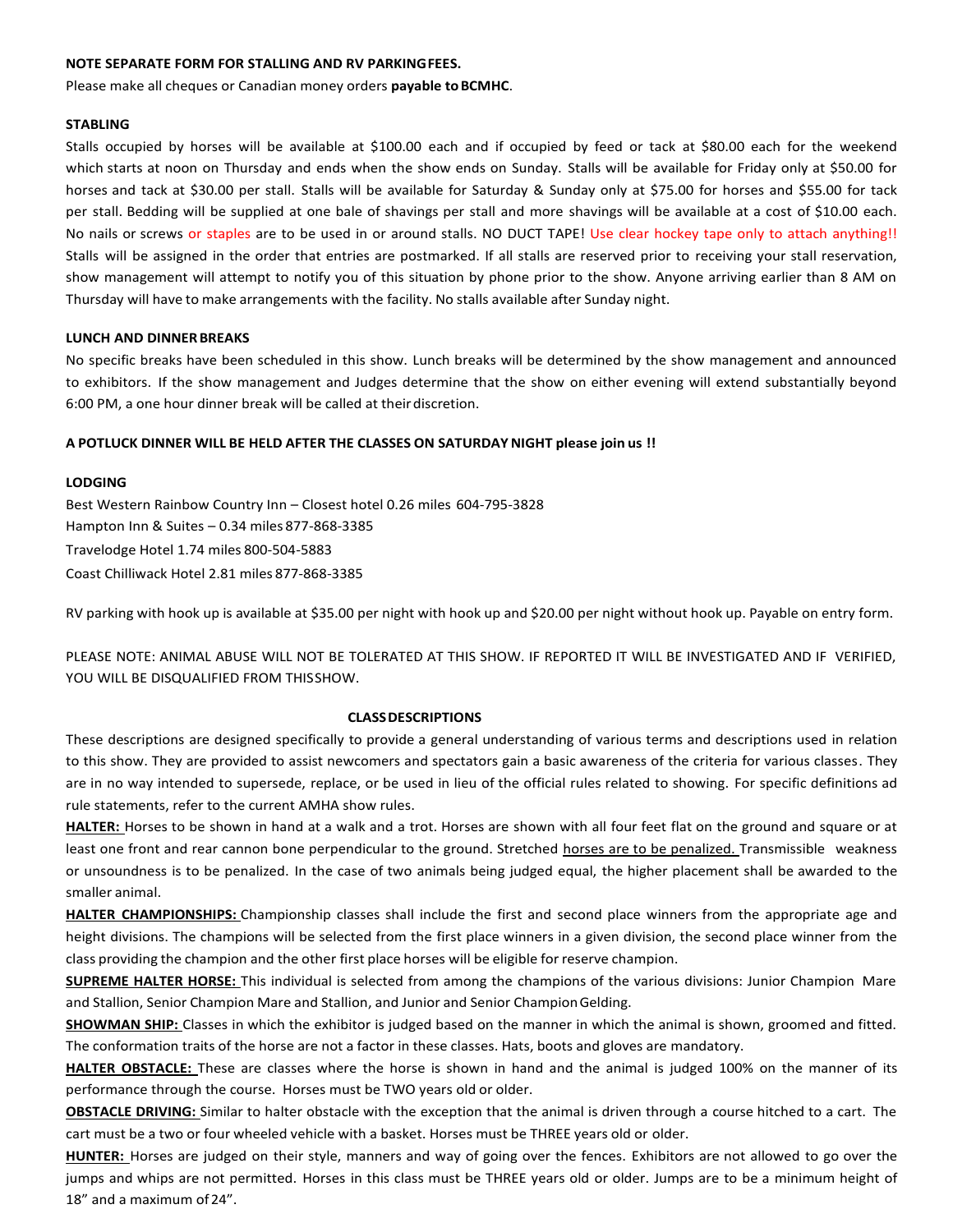**NOTE SEPARATE FORM FOR STALLING AND RV PARKING FEES.**

Please make all cheques or Canadian money orders **payable to BCMHC**.

**STABLING**

Stalls occupied by horses will be available at $100.00 each and if occupied by feed or tack at $80.00 each for the weekend which starts at noon on Thursday and ends when the show ends on Sunday. Stalls will be available for Friday only at $50.00 for horses and tack at $30.00 per stall. Stalls will be available for Saturday & Sunday only at $75.00 for horses and $55.00 for tack per stall. Bedding will be supplied at one bale of shavings per stall and more shavings will be available at a cost of $10.00 each. No nails or screws or staples are to be used in or around stalls. NO DUCT TAPE! Use clear hockey tape only to attach anything!! Stalls will be assigned in the order that entries are postmarked. If all stalls are reserved prior to receiving your stall reservation, show management will attempt to notify you of this situation by phone prior to the show. Anyone arriving earlier than 8 AM on Thursday will have to make arrangements with the facility. No stalls available after Sunday night.

**LUNCH AND DINNER BREAKS**

No specific breaks have been scheduled in this show. Lunch breaks will be determined by the show management and announced to exhibitors. If the show management and Judges determine that the show on either evening will extend substantially beyond 6:00 PM, a one hour dinner break will be called at their discretion.

**A POTLUCK DINNER WILL BE HELD AFTER THE CLASSES ON SATURDAY NIGHT please join us !!**

**LODGING**

Best Western Rainbow Country Inn – Closest hotel 0.26 miles 604-795-3828
Hampton Inn & Suites – 0.34 miles 877-868-3385
Travelodge Hotel 1.74 miles 800-504-5883
Coast Chilliwack Hotel 2.81 miles 877-868-3385

RV parking with hook up is available at $35.00 per night with hook up and $20.00 per night without hook up. Payable on entry form.

PLEASE NOTE: ANIMAL ABUSE WILL NOT BE TOLERATED AT THIS SHOW. IF REPORTED IT WILL BE INVESTIGATED AND IF VERIFIED, YOU WILL BE DISQUALIFIED FROM THIS SHOW.

**CLASS DESCRIPTIONS**

These descriptions are designed specifically to provide a general understanding of various terms and descriptions used in relation to this show. They are provided to assist newcomers and spectators gain a basic awareness of the criteria for various classes. They are in no way intended to supersede, replace, or be used in lieu of the official rules related to showing. For specific definitions ad rule statements, refer to the current AMHA show rules.

**HALTER:** Horses to be shown in hand at a walk and a trot. Horses are shown with all four feet flat on the ground and square or at least one front and rear cannon bone perpendicular to the ground. Stretched horses are to be penalized. Transmissible weakness or unsoundness is to be penalized. In the case of two animals being judged equal, the higher placement shall be awarded to the smaller animal.

**HALTER CHAMPIONSHIPS:** Championship classes shall include the first and second place winners from the appropriate age and height divisions. The champions will be selected from the first place winners in a given division, the second place winner from the class providing the champion and the other first place horses will be eligible for reserve champion.

**SUPREME HALTER HORSE:** This individual is selected from among the champions of the various divisions: Junior Champion Mare and Stallion, Senior Champion Mare and Stallion, and Junior and Senior Champion Gelding.

**SHOWMAN SHIP:** Classes in which the exhibitor is judged based on the manner in which the animal is shown, groomed and fitted. The conformation traits of the horse are not a factor in these classes. Hats, boots and gloves are mandatory.

**HALTER OBSTACLE:** These are classes where the horse is shown in hand and the animal is judged 100% on the manner of its performance through the course. Horses must be TWO years old or older.

**OBSTACLE DRIVING:** Similar to halter obstacle with the exception that the animal is driven through a course hitched to a cart. The cart must be a two or four wheeled vehicle with a basket. Horses must be THREE years old or older.

**HUNTER:** Horses are judged on their style, manners and way of going over the fences. Exhibitors are not allowed to go over the jumps and whips are not permitted. Horses in this class must be THREE years old or older. Jumps are to be a minimum height of 18” and a maximum of 24”.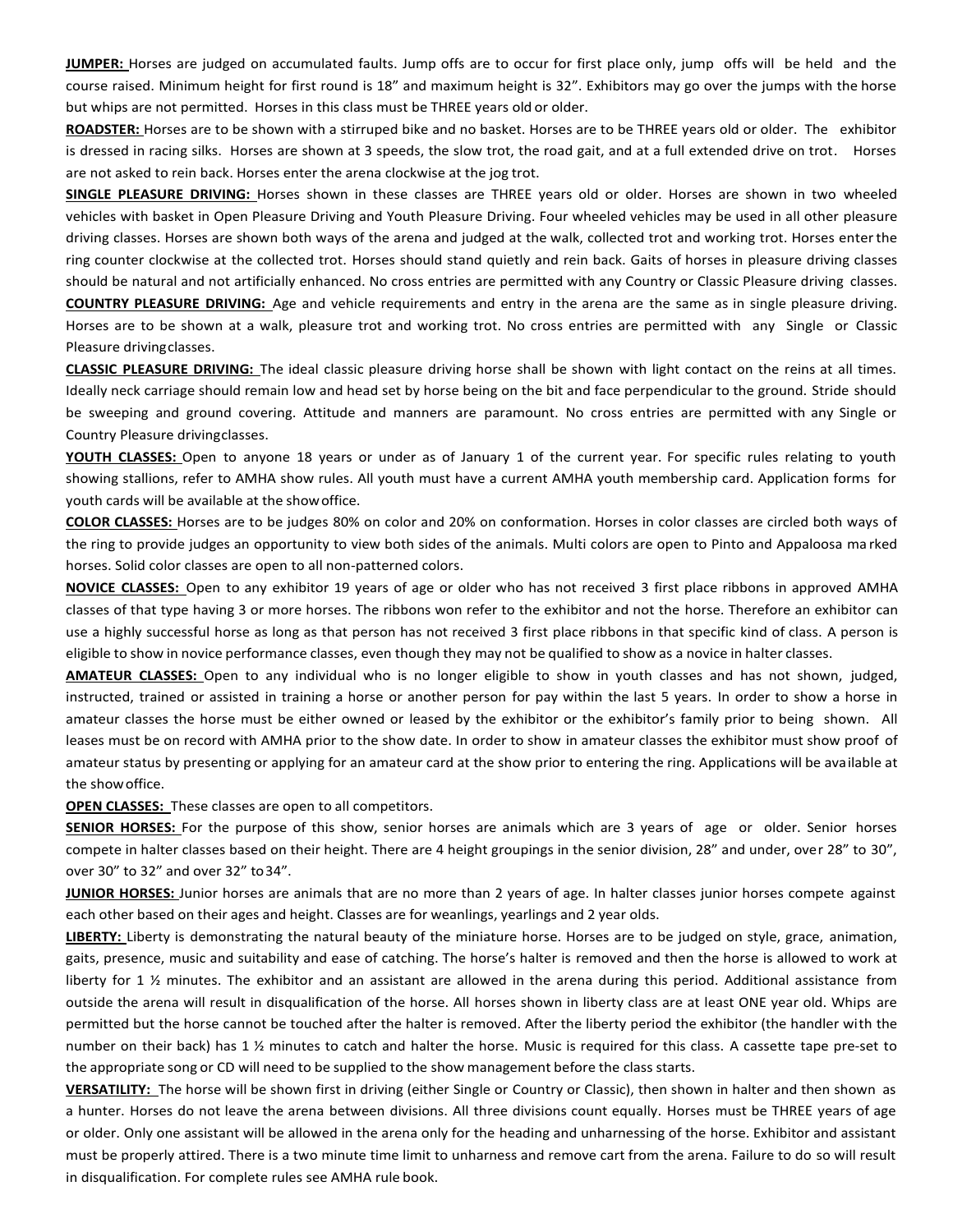**JUMPER:** Horses are judged on accumulated faults. Jump offs are to occur for first place only, jump offs will be held and the course raised. Minimum height for first round is 18" and maximum height is 32". Exhibitors may go over the jumps with the horse but whips are not permitted. Horses in this class must be THREE years old or older.

**ROADSTER:** Horses are to be shown with a stirruped bike and no basket. Horses are to be THREE years old or older. The exhibitor is dressed in racing silks. Horses are shown at 3 speeds, the slow trot, the road gait, and at a full extended drive on trot. Horses are not asked to rein back. Horses enter the arena clockwise at the jog trot.

**SINGLE PLEASURE DRIVING:** Horses shown in these classes are THREE years old or older. Horses are shown in two wheeled vehicles with basket in Open Pleasure Driving and Youth Pleasure Driving. Four wheeled vehicles may be used in all other pleasure driving classes. Horses are shown both ways of the arena and judged at the walk, collected trot and working trot. Horses enter the ring counter clockwise at the collected trot. Horses should stand quietly and rein back. Gaits of horses in pleasure driving classes should be natural and not artificially enhanced. No cross entries are permitted with any Country or Classic Pleasure driving classes.

**COUNTRY PLEASURE DRIVING:** Age and vehicle requirements and entry in the arena are the same as in single pleasure driving. Horses are to be shown at a walk, pleasure trot and working trot. No cross entries are permitted with any Single or Classic Pleasure driving classes.

**CLASSIC PLEASURE DRIVING:** The ideal classic pleasure driving horse shall be shown with light contact on the reins at all times. Ideally neck carriage should remain low and head set by horse being on the bit and face perpendicular to the ground. Stride should be sweeping and ground covering. Attitude and manners are paramount. No cross entries are permitted with any Single or Country Pleasure driving classes.

**YOUTH CLASSES:** Open to anyone 18 years or under as of January 1 of the current year. For specific rules relating to youth showing stallions, refer to AMHA show rules. All youth must have a current AMHA youth membership card. Application forms for youth cards will be available at the show office.

**COLOR CLASSES:** Horses are to be judges 80% on color and 20% on conformation. Horses in color classes are circled both ways of the ring to provide judges an opportunity to view both sides of the animals. Multi colors are open to Pinto and Appaloosa marked horses. Solid color classes are open to all non-patterned colors.

**NOVICE CLASSES:** Open to any exhibitor 19 years of age or older who has not received 3 first place ribbons in approved AMHA classes of that type having 3 or more horses. The ribbons won refer to the exhibitor and not the horse. Therefore an exhibitor can use a highly successful horse as long as that person has not received 3 first place ribbons in that specific kind of class. A person is eligible to show in novice performance classes, even though they may not be qualified to show as a novice in halter classes.

**AMATEUR CLASSES:** Open to any individual who is no longer eligible to show in youth classes and has not shown, judged, instructed, trained or assisted in training a horse or another person for pay within the last 5 years. In order to show a horse in amateur classes the horse must be either owned or leased by the exhibitor or the exhibitor's family prior to being shown. All leases must be on record with AMHA prior to the show date. In order to show in amateur classes the exhibitor must show proof of amateur status by presenting or applying for an amateur card at the show prior to entering the ring. Applications will be available at the show office.

**OPEN CLASSES:** These classes are open to all competitors.

**SENIOR HORSES:** For the purpose of this show, senior horses are animals which are 3 years of age or older. Senior horses compete in halter classes based on their height. There are 4 height groupings in the senior division, 28" and under, over 28" to 30", over 30" to 32" and over 32" to 34".

**JUNIOR HORSES:** Junior horses are animals that are no more than 2 years of age. In halter classes junior horses compete against each other based on their ages and height. Classes are for weanlings, yearlings and 2 year olds.

**LIBERTY:** Liberty is demonstrating the natural beauty of the miniature horse. Horses are to be judged on style, grace, animation, gaits, presence, music and suitability and ease of catching. The horse's halter is removed and then the horse is allowed to work at liberty for 1 ½ minutes. The exhibitor and an assistant are allowed in the arena during this period. Additional assistance from outside the arena will result in disqualification of the horse. All horses shown in liberty class are at least ONE year old. Whips are permitted but the horse cannot be touched after the halter is removed. After the liberty period the exhibitor (the handler with the number on their back) has 1 ½ minutes to catch and halter the horse. Music is required for this class. A cassette tape pre-set to the appropriate song or CD will need to be supplied to the show management before the class starts.

**VERSATILITY:** The horse will be shown first in driving (either Single or Country or Classic), then shown in halter and then shown as a hunter. Horses do not leave the arena between divisions. All three divisions count equally. Horses must be THREE years of age or older. Only one assistant will be allowed in the arena only for the heading and unharnessing of the horse. Exhibitor and assistant must be properly attired. There is a two minute time limit to unharness and remove cart from the arena. Failure to do so will result in disqualification. For complete rules see AMHA rule book.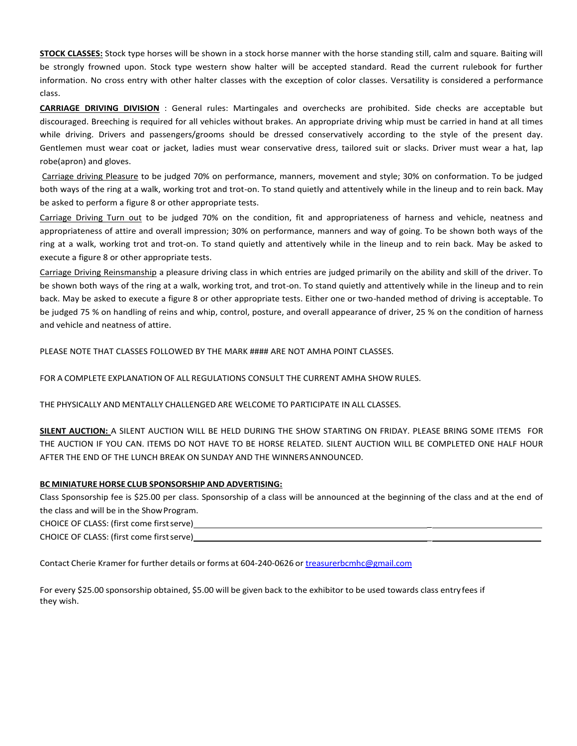**STOCK CLASSES:** Stock type horses will be shown in a stock horse manner with the horse standing still, calm and square. Baiting will be strongly frowned upon. Stock type western show halter will be accepted standard. Read the current rulebook for further information. No cross entry with other halter classes with the exception of color classes. Versatility is considered a performance class.

**CARRIAGE DRIVING DIVISION** : General rules: Martingales and overchecks are prohibited. Side checks are acceptable but discouraged. Breeching is required for all vehicles without brakes. An appropriate driving whip must be carried in hand at all times while driving. Drivers and passengers/grooms should be dressed conservatively according to the style of the present day. Gentlemen must wear coat or jacket, ladies must wear conservative dress, tailored suit or slacks. Driver must wear a hat, lap robe(apron) and gloves.

Carriage driving Pleasure to be judged 70% on performance, manners, movement and style; 30% on conformation. To be judged both ways of the ring at a walk, working trot and trot-on. To stand quietly and attentively while in the lineup and to rein back. May be asked to perform a figure 8 or other appropriate tests.

Carriage Driving Turn out to be judged 70% on the condition, fit and appropriateness of harness and vehicle, neatness and appropriateness of attire and overall impression; 30% on performance, manners and way of going. To be shown both ways of the ring at a walk, working trot and trot-on. To stand quietly and attentively while in the lineup and to rein back. May be asked to execute a figure 8 or other appropriate tests.

Carriage Driving Reinsmanship a pleasure driving class in which entries are judged primarily on the ability and skill of the driver. To be shown both ways of the ring at a walk, working trot, and trot-on. To stand quietly and attentively while in the lineup and to rein back. May be asked to execute a figure 8 or other appropriate tests. Either one or two-handed method of driving is acceptable. To be judged 75 % on handling of reins and whip, control, posture, and overall appearance of driver, 25 % on the condition of harness and vehicle and neatness of attire.

PLEASE NOTE THAT CLASSES FOLLOWED BY THE MARK #### ARE NOT AMHA POINT CLASSES.

FOR A COMPLETE EXPLANATION OF ALL REGULATIONS CONSULT THE CURRENT AMHA SHOW RULES.

THE PHYSICALLY AND MENTALLY CHALLENGED ARE WELCOME TO PARTICIPATE IN ALL CLASSES.

**SILENT AUCTION:** A SILENT AUCTION WILL BE HELD DURING THE SHOW STARTING ON FRIDAY. PLEASE BRING SOME ITEMS FOR THE AUCTION IF YOU CAN. ITEMS DO NOT HAVE TO BE HORSE RELATED. SILENT AUCTION WILL BE COMPLETED ONE HALF HOUR AFTER THE END OF THE LUNCH BREAK ON SUNDAY AND THE WINNERS ANNOUNCED.

**BC MINIATURE HORSE CLUB SPONSORSHIP AND ADVERTISING:**

Class Sponsorship fee is $25.00 per class. Sponsorship of a class will be announced at the beginning of the class and at the end of the class and will be in the Show Program.

CHOICE OF CLASS: (first come first serve)________________________________________

CHOICE OF CLASS: (first come first serve)________________________________________

Contact Cherie Kramer for further details or forms at 604-240-0626 or treasurerbcmhc@gmail.com

For every $25.00 sponsorship obtained, $5.00 will be given back to the exhibitor to be used towards class entry fees if they wish.